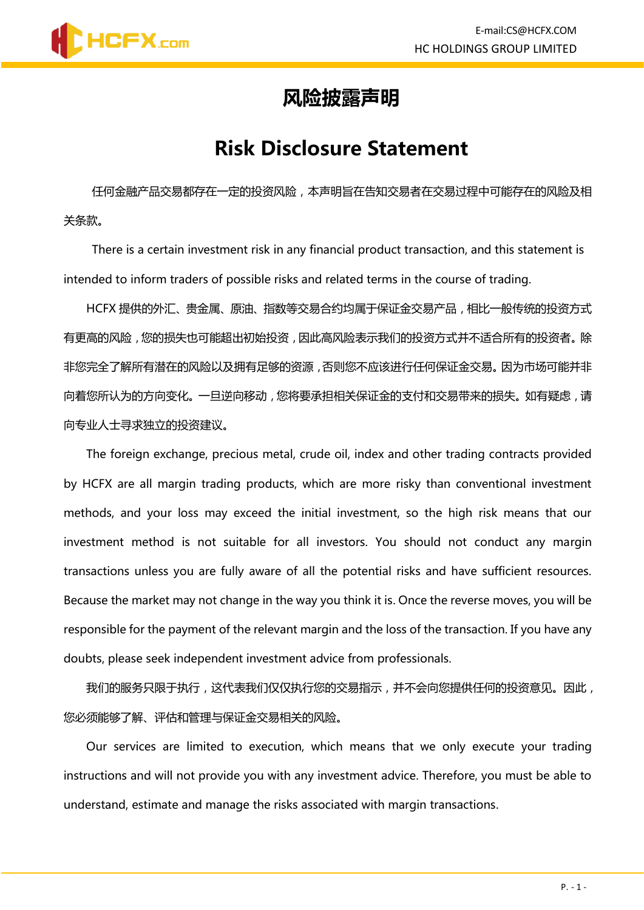# 风险披露声明

# Risk Disclosure Statement

任何金融产品交易都存在一定的投资风险，本声明旨在告知交易者在交易过程中可能存在的风险及相关条款。

There is a certain investment risk in any financial product transaction, and this statement is intended to inform traders of possible risks and related terms in the course of trading.

HCFX 提供的外汇、贵金属、原油、指数等交易合约均属于保证金交易产品，相比一般传统的投资方式有更高的风险，您的损失也可能超出初始投资，因此高风险表示我们的投资方式并不适合所有的投资者。除非您完全了解所有潜在的风险以及拥有足够的资源，否则您不应该进行任何保证金交易。因为市场可能并非向着您所认为的方向变化。一旦逆向移动，您将要承担相关保证金的支付和交易带来的损失。如有疑虑，请向专业人士寻求独立的投资建议。

The foreign exchange, precious metal, crude oil, index and other trading contracts provided by HCFX are all margin trading products, which are more risky than conventional investment methods, and your loss may exceed the initial investment, so the high risk means that our investment method is not suitable for all investors. You should not conduct any margin transactions unless you are fully aware of all the potential risks and have sufficient resources. Because the market may not change in the way you think it is. Once the reverse moves, you will be responsible for the payment of the relevant margin and the loss of the transaction. If you have any doubts, please seek independent investment advice from professionals.

我们的服务只限于执行，这代表我们仅仅执行您的交易指示，并不会向您提供任何的投资意见。因此，您必须能够了解、评估和管理与保证金交易相关的风险。

Our services are limited to execution, which means that we only execute your trading instructions and will not provide you with any investment advice. Therefore, you must be able to understand, estimate and manage the risks associated with margin transactions.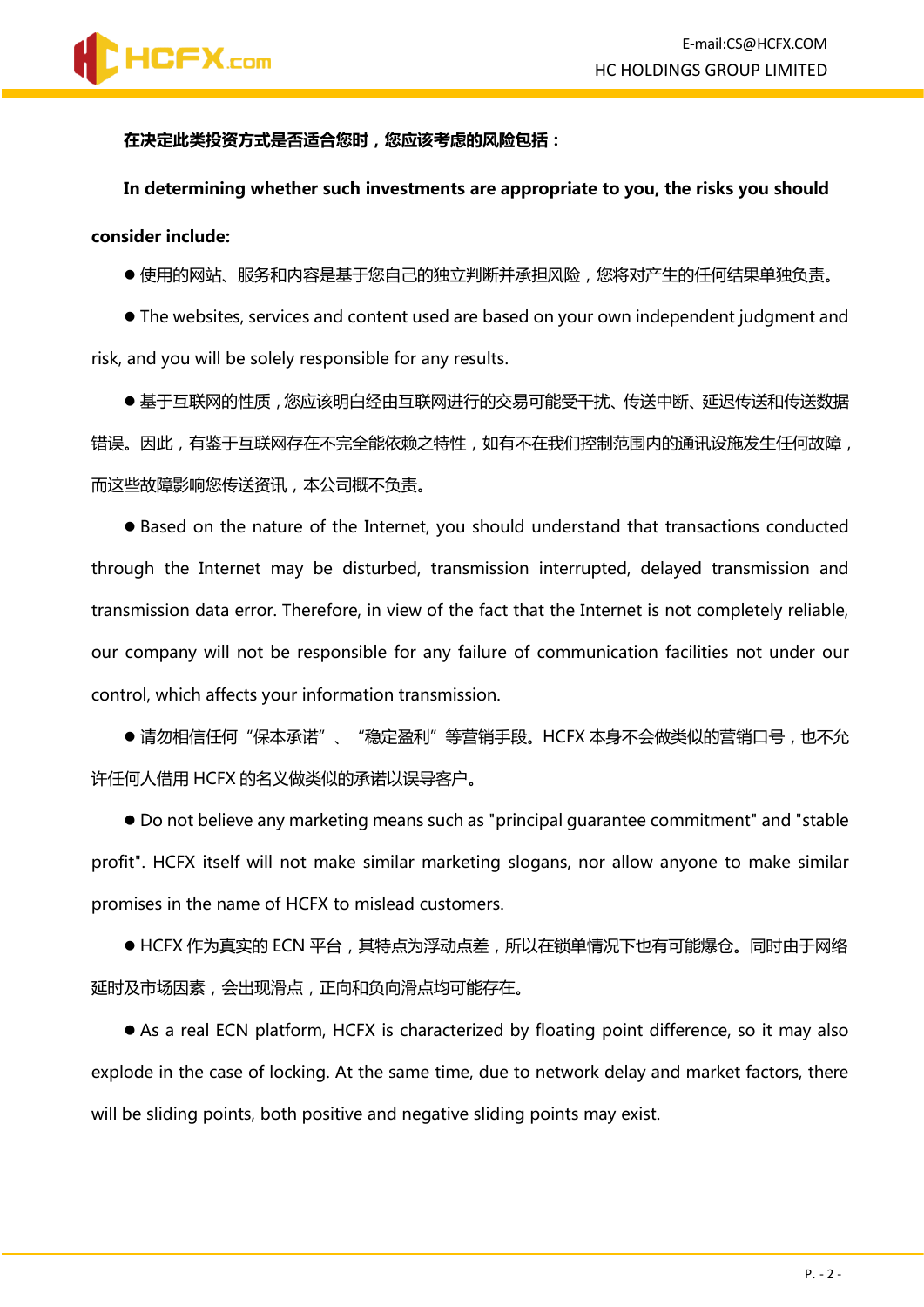**在决定此类投资方式是否适合您时，您应该考虑的风险包括：**

**In determining whether such investments are appropriate to you, the risks you should consider include:**

● 使用的网站、服务和内容是基于您自己的独立判断并承担风险，您将对产生的任何结果单独负责。

● The websites, services and content used are based on your own independent judgment and risk, and you will be solely responsible for any results.

● 基于互联网的性质，您应该明白经由互联网进行的交易可能受干扰、传送中断、延迟传送和传送数据错误。因此，有鉴于互联网存在不完全能依赖之特性，如有不在我们控制范围内的通讯设施发生任何故障，而这些故障影响您传送资讯，本公司概不负责。

● Based on the nature of the Internet, you should understand that transactions conducted through the Internet may be disturbed, transmission interrupted, delayed transmission and transmission data error. Therefore, in view of the fact that the Internet is not completely reliable, our company will not be responsible for any failure of communication facilities not under our control, which affects your information transmission.

● 请勿相信任何“保本承诺”、“稳定盈利”等营销手段。HCFX 本身不会做类似的营销口号，也不允许任何人借用 HCFX 的名义做类似的承诺以误导客户。

● Do not believe any marketing means such as "principal guarantee commitment" and "stable profit". HCFX itself will not make similar marketing slogans, nor allow anyone to make similar promises in the name of HCFX to mislead customers.

● HCFX 作为真实的 ECN 平台，其特点为浮动点差，所以在锁单情况下也有可能爆仓。同时由于网络延时及市场因素，会出现滑点，正向和负向滑点均可能存在。

● As a real ECN platform, HCFX is characterized by floating point difference, so it may also explode in the case of locking. At the same time, due to network delay and market factors, there will be sliding points, both positive and negative sliding points may exist.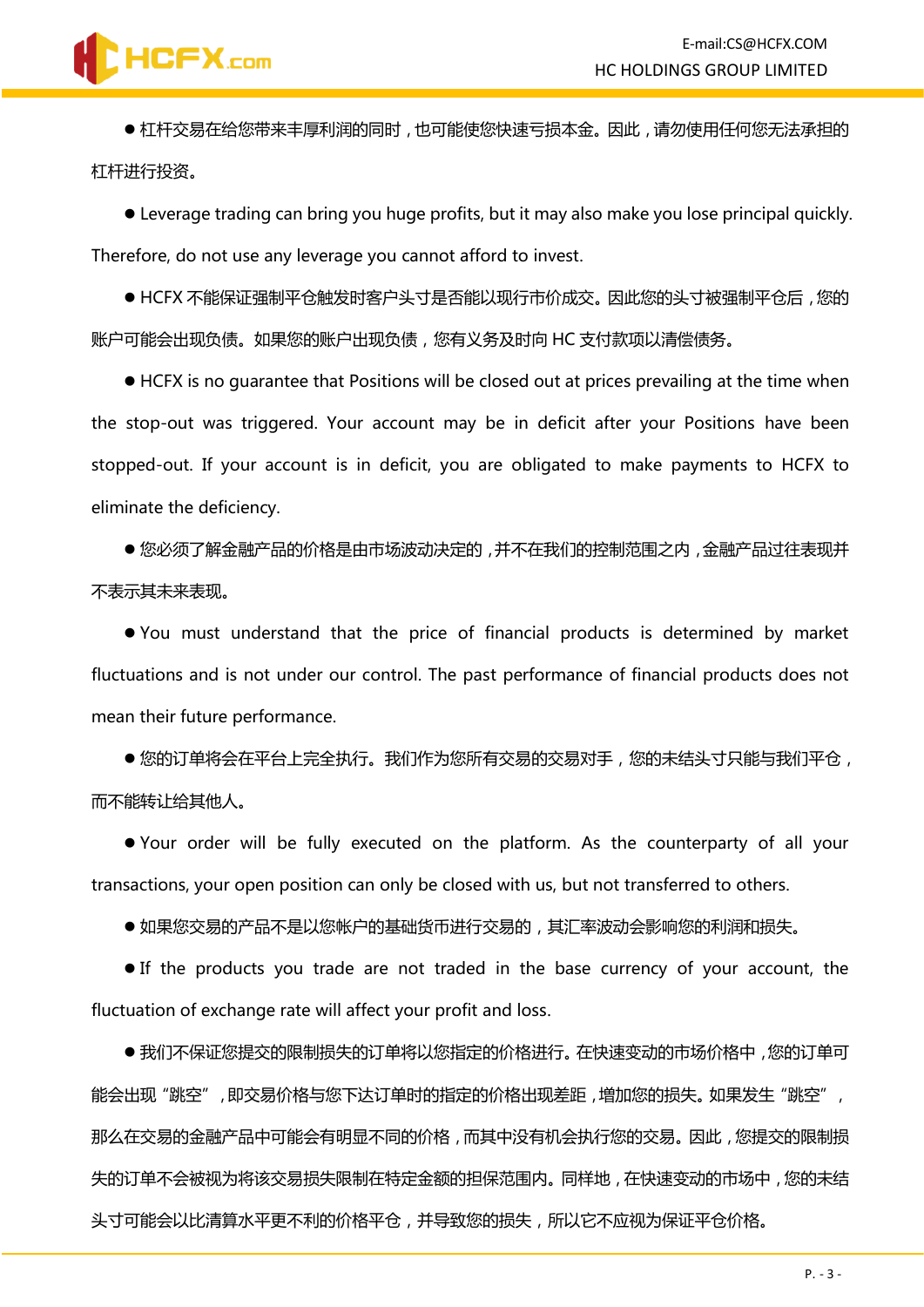● 杠杆交易在给您带来丰厚利润的同时，也可能使您快速亏损本金。因此，请勿使用任何您无法承担的杠杆进行投资。

● Leverage trading can bring you huge profits, but it may also make you lose principal quickly. Therefore, do not use any leverage you cannot afford to invest.

● HCFX 不能保证强制平仓触发时客户头寸是否能以现行市价成交。因此您的头寸被强制平仓后，您的账户可能会出现负债。如果您的账户出现负债，您有义务及时向 HC 支付款项以清偿债务。

● HCFX is no guarantee that Positions will be closed out at prices prevailing at the time when the stop-out was triggered. Your account may be in deficit after your Positions have been stopped-out. If your account is in deficit, you are obligated to make payments to HCFX to eliminate the deficiency.

● 您必须了解金融产品的价格是由市场波动决定的，并不在我们的控制范围之内，金融产品过往表现并不表示其未来表现。

● You must understand that the price of financial products is determined by market fluctuations and is not under our control. The past performance of financial products does not mean their future performance.

● 您的订单将会在平台上完全执行。我们作为您所有交易的交易对手，您的未结头寸只能与我们平仓，而不能转让给其他人。

● Your order will be fully executed on the platform. As the counterparty of all your transactions, your open position can only be closed with us, but not transferred to others.

● 如果您交易的产品不是以您帐户的基础货币进行交易的，其汇率波动会影响您的利润和损失。

● If the products you trade are not traded in the base currency of your account, the fluctuation of exchange rate will affect your profit and loss.

● 我们不保证您提交的限制损失的订单将以您指定的价格进行。在快速变动的市场价格中，您的订单可能会出现"跳空"，即交易价格与您下达订单时的指定的价格出现差距，增加您的损失。如果发生"跳空"，那么在交易的金融产品中可能会有明显不同的价格，而其中没有机会执行您的交易。因此，您提交的限制损失的订单不会被视为将该交易损失限制在特定金额的担保范围内。同样地，在快速变动的市场中，您的未结头寸可能会以比清算水平更不利的价格平仓，并导致您的损失，所以它不应视为保证平仓价格。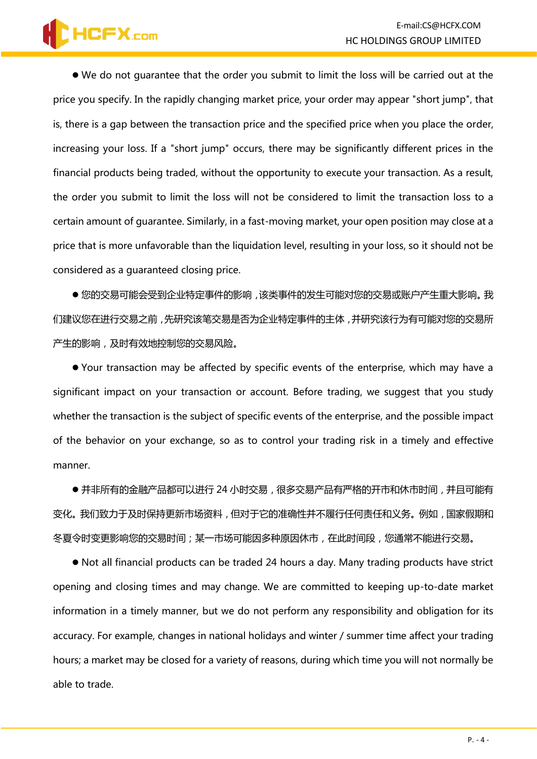● We do not guarantee that the order you submit to limit the loss will be carried out at the price you specify. In the rapidly changing market price, your order may appear "short jump", that is, there is a gap between the transaction price and the specified price when you place the order, increasing your loss. If a "short jump" occurs, there may be significantly different prices in the financial products being traded, without the opportunity to execute your transaction. As a result, the order you submit to limit the loss will not be considered to limit the transaction loss to a certain amount of guarantee. Similarly, in a fast-moving market, your open position may close at a price that is more unfavorable than the liquidation level, resulting in your loss, so it should not be considered as a guaranteed closing price.

● 您的交易可能会受到企业特定事件的影响，该类事件的发生可能对您的交易或账户产生重大影响。我们建议您在进行交易之前，先研究该笔交易是否为企业特定事件的主体，并研究该行为有可能对您的交易所产生的影响，及时有效地控制您的交易风险。

● Your transaction may be affected by specific events of the enterprise, which may have a significant impact on your transaction or account. Before trading, we suggest that you study whether the transaction is the subject of specific events of the enterprise, and the possible impact of the behavior on your exchange, so as to control your trading risk in a timely and effective manner.

● 并非所有的金融产品都可以进行 24 小时交易，很多交易产品有严格的开市和休市时间，并且可能有变化。我们致力于及时保持更新市场资料，但对于它的准确性并不履行任何责任和义务。例如，国家假期和冬夏令时变更影响您的交易时间；某一市场可能因多种原因休市，在此时间段，您通常不能进行交易。

● Not all financial products can be traded 24 hours a day. Many trading products have strict opening and closing times and may change. We are committed to keeping up-to-date market information in a timely manner, but we do not perform any responsibility and obligation for its accuracy. For example, changes in national holidays and winter / summer time affect your trading hours; a market may be closed for a variety of reasons, during which time you will not normally be able to trade.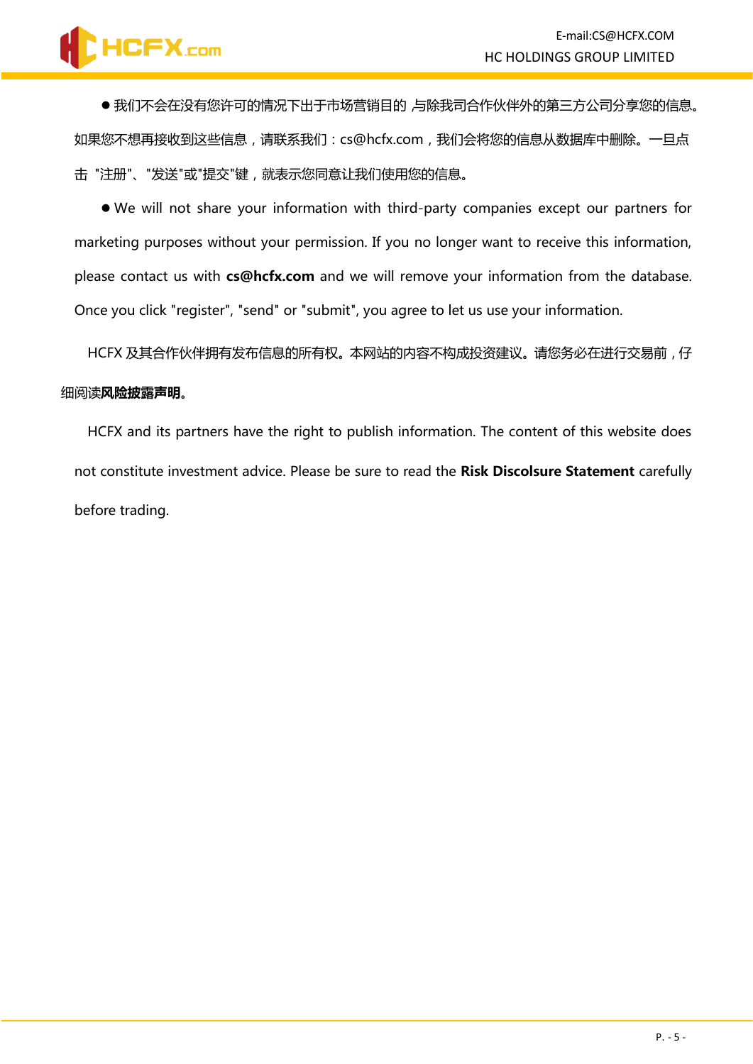● 我们不会在没有您许可的情况下出于市场营销目的 与除我司合作伙伴外的第三方公司分享您的信息。如果您不想再接收到这些信息，请联系我们：cs@hcfx.com，我们会将您的信息从数据库中删除。一旦点击 "注册"、"发送"或"提交"键，就表示您同意让我们使用您的信息。

● We will not share your information with third-party companies except our partners for marketing purposes without your permission. If you no longer want to receive this information, please contact us with **cs@hcfx.com** and we will remove your information from the database. Once you click "register", "send" or "submit", you agree to let us use your information.

HCFX 及其合作伙伴拥有发布信息的所有权。本网站的内容不构成投资建议。请您务必在进行交易前，仔细阅读**风险披露声明。**

HCFX and its partners have the right to publish information. The content of this website does not constitute investment advice. Please be sure to read the **Risk Discolsure Statement** carefully before trading.